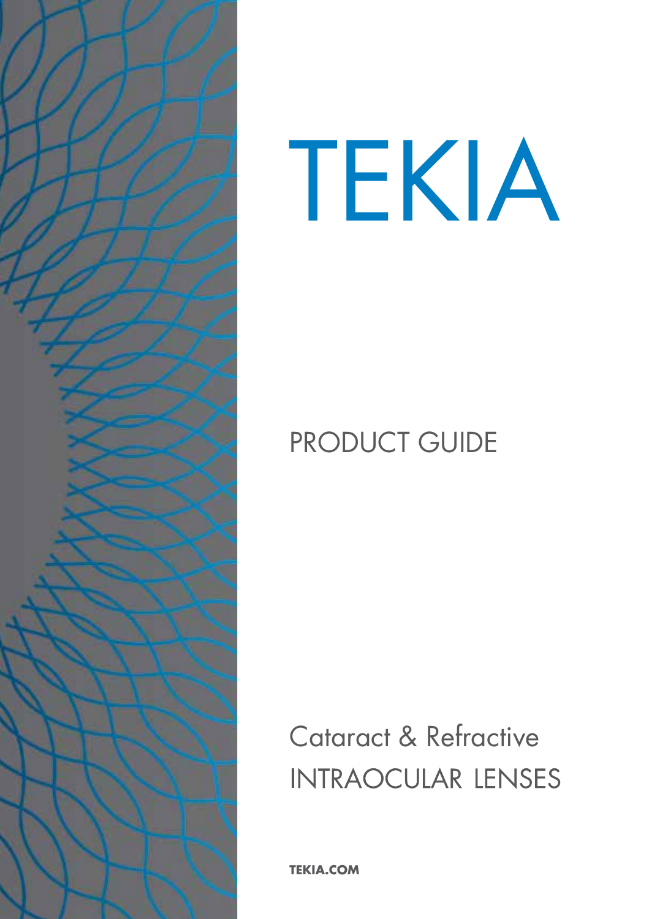# TEKIA

## PRODUCT GUIDE

Cataract & Refractive
INTRAOCULAR LENSES

**TEKIA.COM**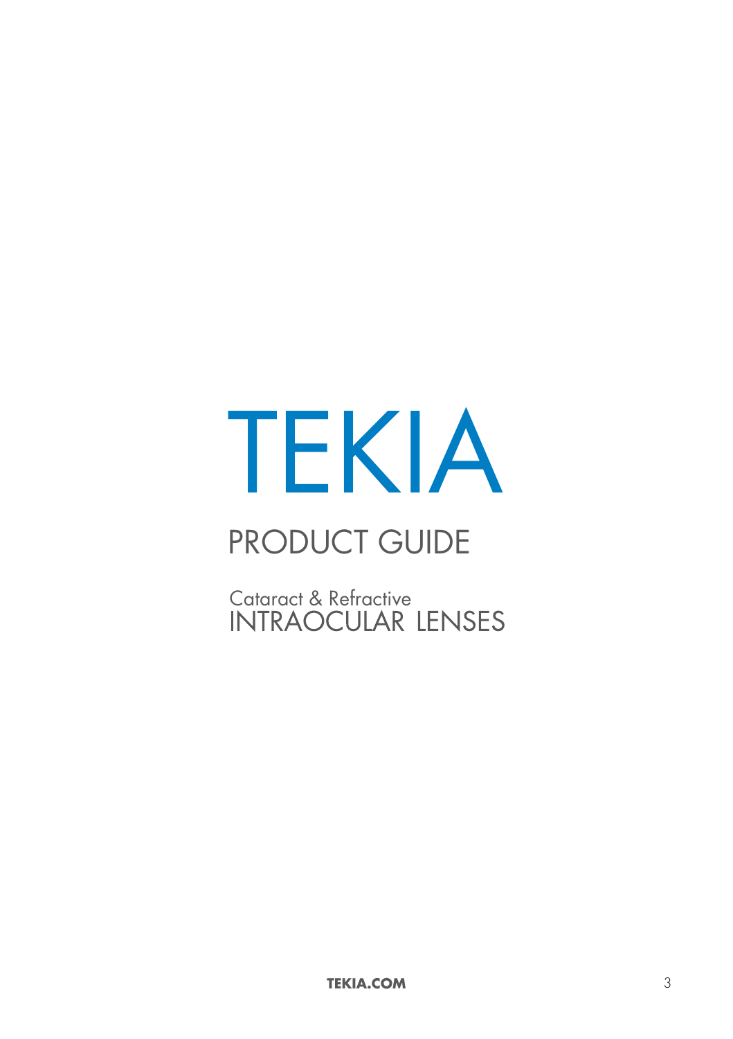# TEKIA

## PRODUCT GUIDE

Cataract & Refractive
INTRAOCULAR LENSES

**TEKIA.COM**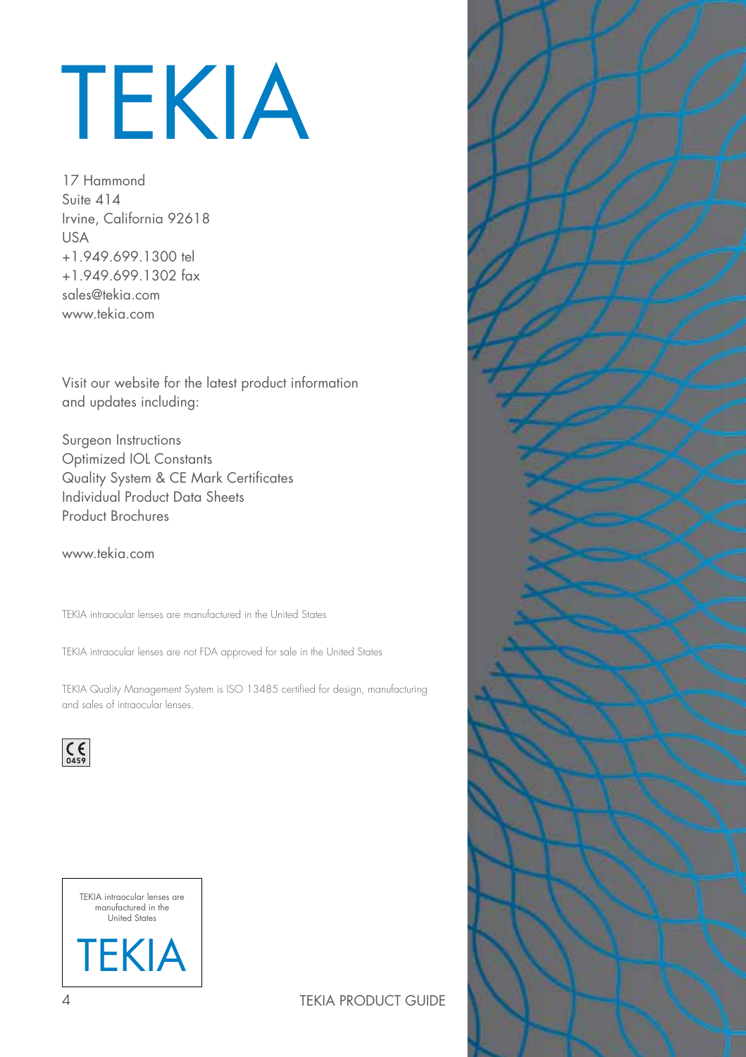# TEKIA

17 Hammond
Suite 414
Irvine, California 92618
USA
+1.949.699.1300 tel
+1.949.699.1302 fax
sales@tekia.com
www.tekia.com

Visit our website for the latest product information and updates including:

Surgeon Instructions
Optimized IOL Constants
Quality System & CE Mark Certificates
Individual Product Data Sheets
Product Brochures

www.tekia.com

TEKIA intraocular lenses are manufactured in the United States

TEKIA intraocular lenses are not FDA approved for sale in the United States

TEKIA Quality Management System is ISO 13485 certified for design, manufacturing and sales of intraocular lenses.

CE 0459

TEKIA intraocular lenses are manufactured in the United States

TEKIA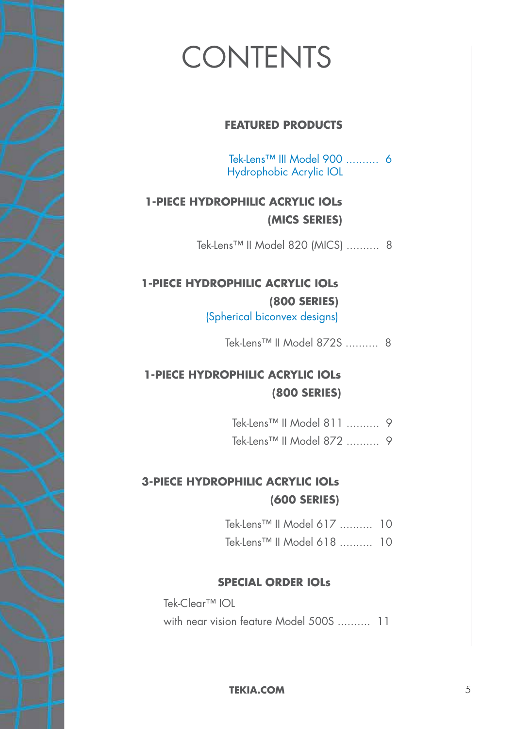# CONTENTS

## FEATURED PRODUCTS

Tek-Lens™ III Model 900 .......... 6
Hydrophobic Acrylic IOL

## 1-PIECE HYDROPHILIC ACRYLIC IOLs (MICS SERIES)

Tek-Lens™ II Model 820 (MICS) .......... 8

## 1-PIECE HYDROPHILIC ACRYLIC IOLs (800 SERIES)

(Spherical biconvex designs)

Tek-Lens™ II Model 872S .......... 8

## 1-PIECE HYDROPHILIC ACRYLIC IOLs (800 SERIES)

Tek-Lens™ II Model 811 .......... 9

Tek-Lens™ II Model 872 .......... 9

## 3-PIECE HYDROPHILIC ACRYLIC IOLs (600 SERIES)

Tek-Lens™ II Model 617 .......... 10

Tek-Lens™ II Model 618 .......... 10

## SPECIAL ORDER IOLs

Tek-Clear™ IOL
with near vision feature Model 500S .......... 11

**TEKIA.COM**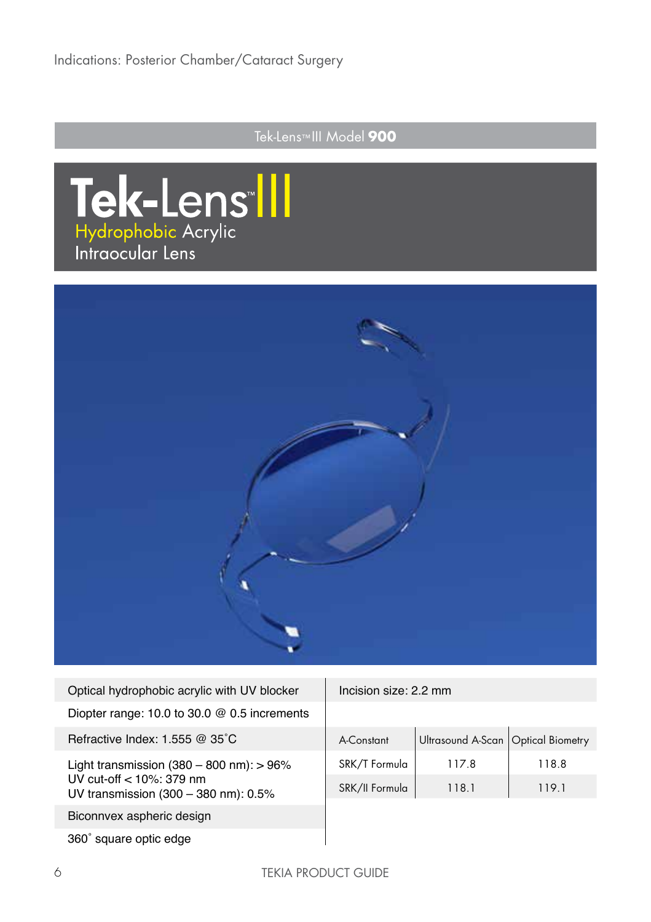Indications: Posterior Chamber/Cataract Surgery

## Tek-Lens™ III Model **900**

# Tek-Lens™ III

Hydrophobic Acrylic
Intraocular Lens

Optical hydrophobic acrylic with UV blocker

Diopter range: 10.0 to 30.0 @ 0.5 increments

Refractive Index: 1.555 @ 35˚C

Light transmission (380 – 800 nm): > 96%
UV cut-off < 10%: 379 nm
UV transmission (300 – 380 nm): 0.5%

Biconnvex aspheric design

360˚ square optic edge

Incision size: 2.2 mm

| A-Constant | Ultrasound A-Scan | Optical Biometry |
|---|---|---|
| SRK/T Formula | 117.8 | 118.8 |
| SRK/II Formula | 118.1 | 119.1 |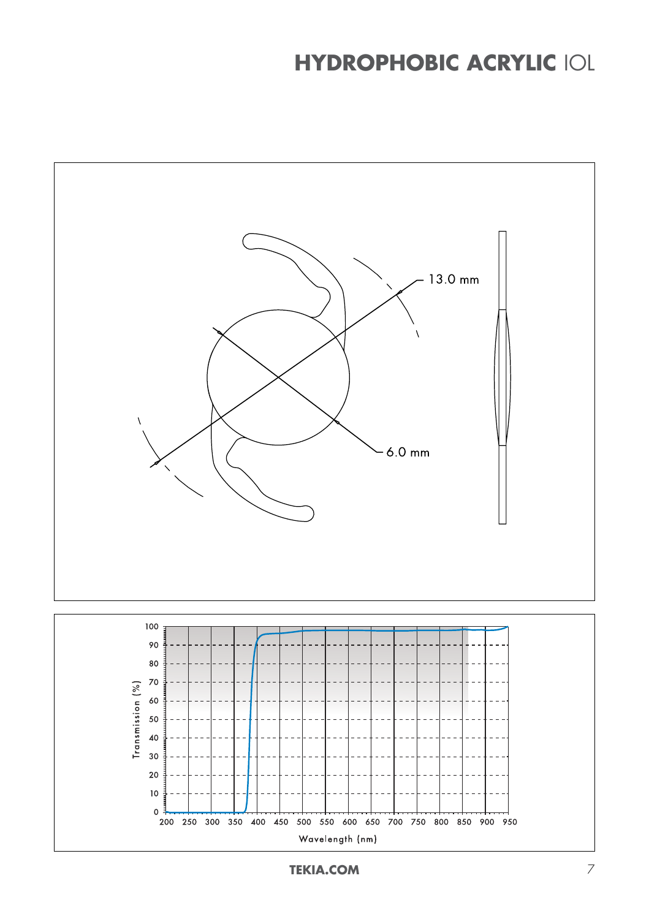# HYDROPHOBIC ACRYLIC IOL

13.0 mm

6.0 mm

Transmission (%)

Wavelength (nm)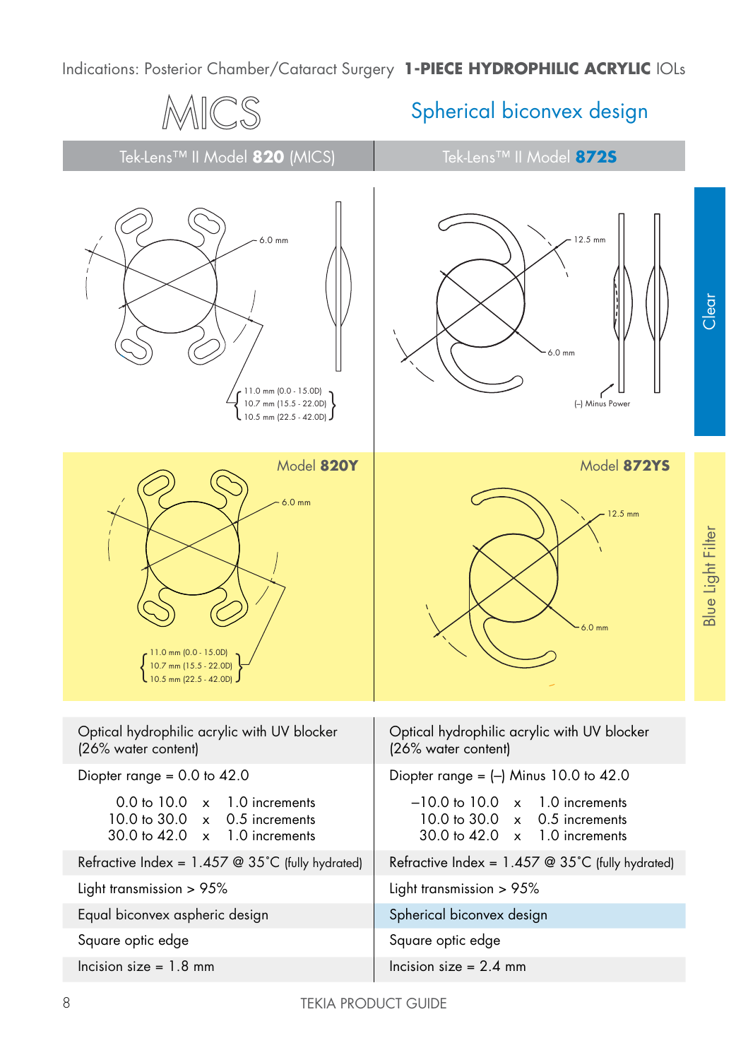Indications: Posterior Chamber/Cataract Surgery **1-PIECE HYDROPHILIC ACRYLIC** IOLs

# MICS

## Spherical biconvex design

| Tek-Lens™ II Model **820** (MICS) | Tek-Lens™ II Model **872S** |
|---|---|
| 6.0 mm; 11.0 mm (0.0 - 15.0D), 10.7 mm (15.5 - 22.0D), 10.5 mm (22.5 - 42.0D) | 12.5 mm; 6.0 mm; (–) Minus Power |

Clear

| Model **820Y** | Model **872YS** |
|---|---|
| 6.0 mm; 11.0 mm (0.0 - 15.0D), 10.7 mm (15.5 - 22.0D), 10.5 mm (22.5 - 42.0D) | 12.5 mm; 6.0 mm |

Blue Light Filter

| Model 820 / 820Y | Model 872S / 872YS |
|---|---|
| Optical hydrophilic acrylic with UV blocker (26% water content) | Optical hydrophilic acrylic with UV blocker (26% water content) |
| Diopter range = 0.0 to 42.0 | Diopter range = (–) Minus 10.0 to 42.0 |
| 0.0 to 10.0 x 1.0 increments<br>10.0 to 30.0 x 0.5 increments<br>30.0 to 42.0 x 1.0 increments | –10.0 to 10.0 x 1.0 increments<br>10.0 to 30.0 x 0.5 increments<br>30.0 to 42.0 x 1.0 increments |
| Refractive Index = 1.457 @ 35˚C (fully hydrated) | Refractive Index = 1.457 @ 35˚C (fully hydrated) |
| Light transmission > 95% | Light transmission > 95% |
| Equal biconvex aspheric design | Spherical biconvex design |
| Square optic edge | Square optic edge |
| Incision size = 1.8 mm | Incision size = 2.4 mm |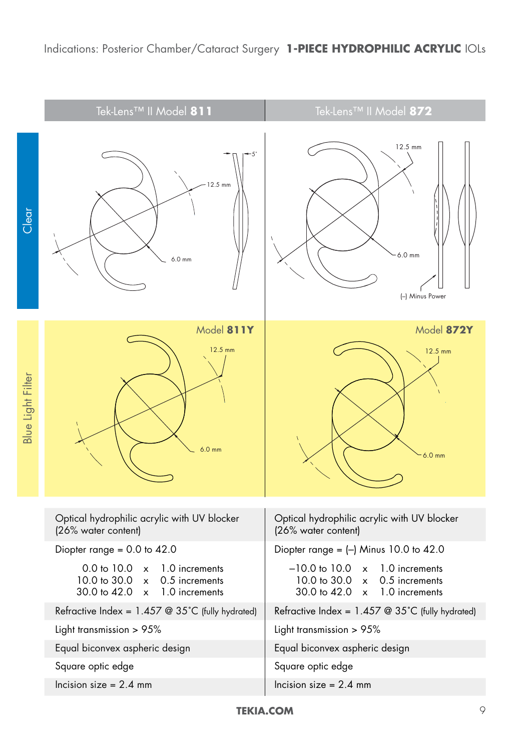Indications: Posterior Chamber/Cataract Surgery **1-PIECE HYDROPHILIC ACRYLIC** IOLs

| | Tek-Lens™ II Model **811** | Tek-Lens™ II Model **872** |
|---|---|---|
| Clear | 12.5 mm, 6.0 mm, 5° | 12.5 mm, 6.0 mm, (–) Minus Power |
| Blue Light Filter | Model **811Y** 12.5 mm, 6.0 mm | Model **872Y** 12.5 mm, 6.0 mm |

| Tek-Lens™ II Model 811 | Tek-Lens™ II Model 872 |
|---|---|
| Optical hydrophilic acrylic with UV blocker (26% water content) | Optical hydrophilic acrylic with UV blocker (26% water content) |
| Diopter range = 0.0 to 42.0 | Diopter range = (–) Minus 10.0 to 42.0 |
| 0.0 to 10.0 x 1.0 increments<br>10.0 to 30.0 x 0.5 increments<br>30.0 to 42.0 x 1.0 increments | –10.0 to 10.0 x 1.0 increments<br>10.0 to 30.0 x 0.5 increments<br>30.0 to 42.0 x 1.0 increments |
| Refractive Index = 1.457 @ 35˚C (fully hydrated) | Refractive Index = 1.457 @ 35˚C (fully hydrated) |
| Light transmission > 95% | Light transmission > 95% |
| Equal biconvex aspheric design | Equal biconvex aspheric design |
| Square optic edge | Square optic edge |
| Incision size = 2.4 mm | Incision size = 2.4 mm |

**TEKIA.COM**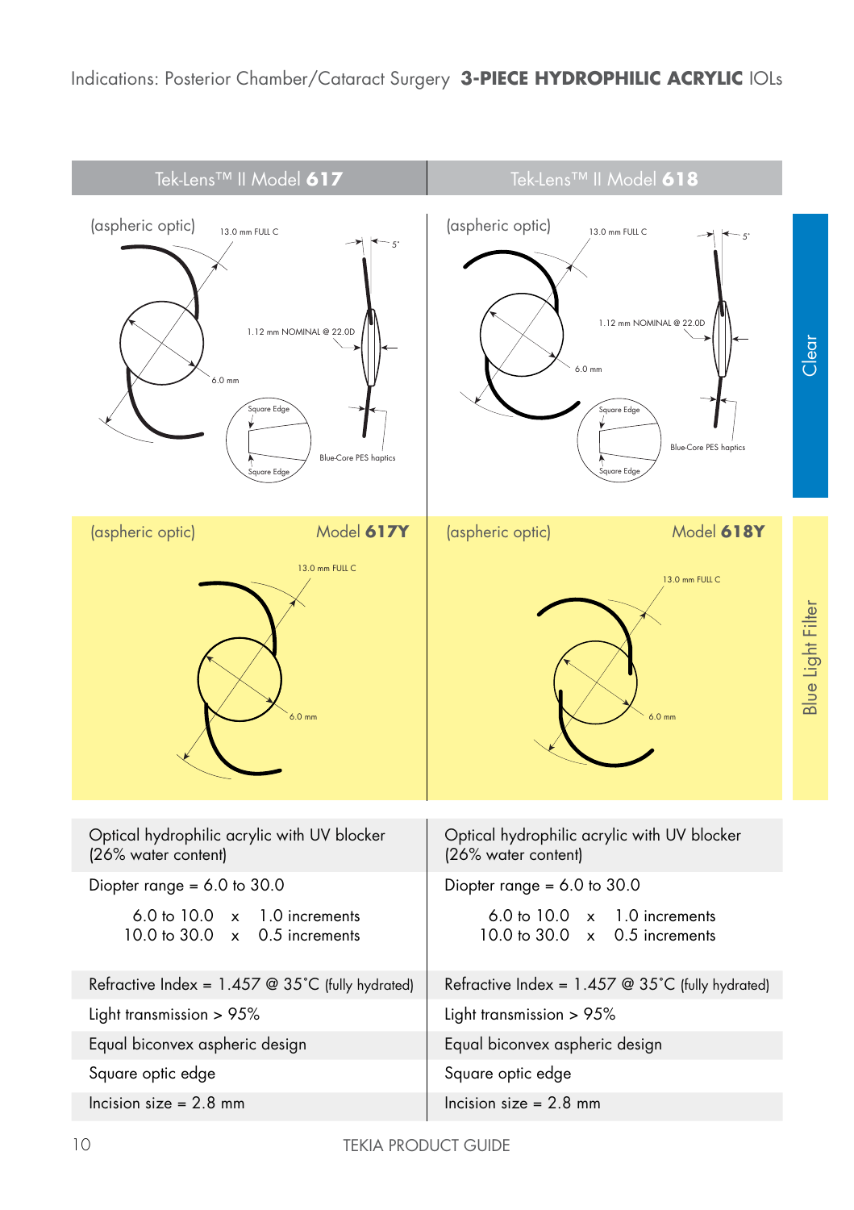Indications: Posterior Chamber/Cataract Surgery **3-PIECE HYDROPHILIC ACRYLIC** IOLs

| Tek-Lens™ II Model **617** | Tek-Lens™ II Model **618** |
|---|---|
| (aspheric optic) | (aspheric optic) |
| 13.0 mm FULL C; 5°; 1.12 mm NOMINAL @ 22.0D; 6.0 mm; Square Edge; Square Edge; Blue-Core PES haptics | 13.0 mm FULL C; 5°; 1.12 mm NOMINAL @ 22.0D; 6.0 mm; Square Edge; Square Edge; Blue-Core PES haptics |
| (aspheric optic) Model **617Y** | (aspheric optic) Model **618Y** |
| 13.0 mm FULL C; 6.0 mm | 13.0 mm FULL C; 6.0 mm |
| Optical hydrophilic acrylic with UV blocker (26% water content) | Optical hydrophilic acrylic with UV blocker (26% water content) |
| Diopter range = 6.0 to 30.0<br>6.0 to 10.0 x 1.0 increments<br>10.0 to 30.0 x 0.5 increments | Diopter range = 6.0 to 30.0<br>6.0 to 10.0 x 1.0 increments<br>10.0 to 30.0 x 0.5 increments |
| Refractive Index = 1.457 @ 35˚C (fully hydrated) | Refractive Index = 1.457 @ 35˚C (fully hydrated) |
| Light transmission > 95% | Light transmission > 95% |
| Equal biconvex aspheric design | Equal biconvex aspheric design |
| Square optic edge | Square optic edge |
| Incision size = 2.8 mm | Incision size = 2.8 mm |

Clear

Blue Light Filter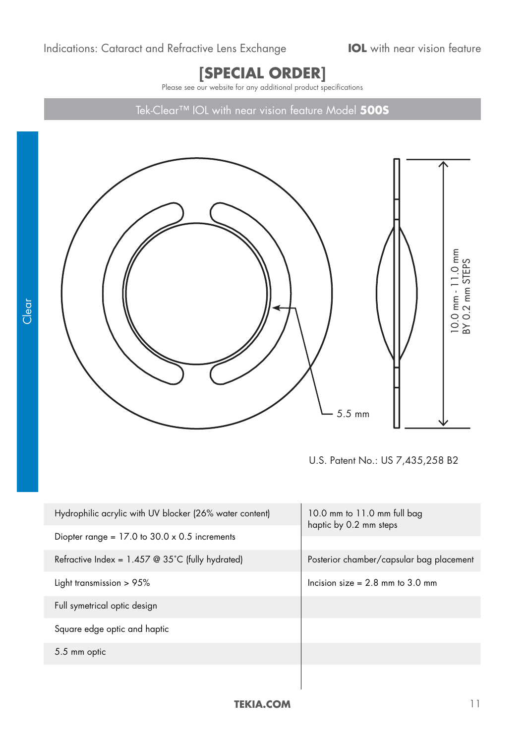Indications: Cataract and Refractive Lens Exchange

**IOL** with near vision feature

# [SPECIAL ORDER]

Please see our website for any additional product specifications

## Tek-Clear™ IOL with near vision feature Model **500S**

Clear

5.5 mm

10.0 mm - 11.0 mm BY 0.2 mm STEPS

U.S. Patent No.: US 7,435,258 B2

| | |
|---|---|
| Hydrophilic acrylic with UV blocker (26% water content) | 10.0 mm to 11.0 mm full bag haptic by 0.2 mm steps |
| Diopter range = 17.0 to 30.0 x 0.5 increments | |
| Refractive Index = 1.457 @ 35˚C (fully hydrated) | Posterior chamber/capsular bag placement |
| Light transmission > 95% | Incision size = 2.8 mm to 3.0 mm |
| Full symetrical optic design | |
| Square edge optic and haptic | |
| 5.5 mm optic | |

**TEKIA.COM**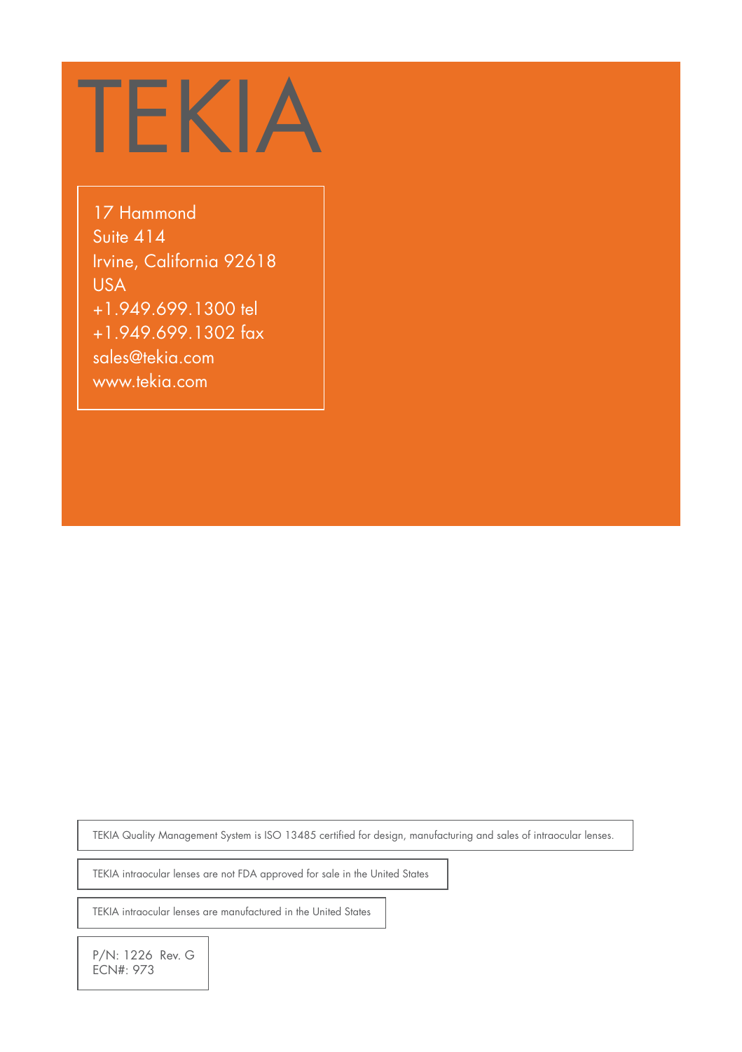# TEKIA

17 Hammond
Suite 414
Irvine, California 92618
USA
+1.949.699.1300 tel
+1.949.699.1302 fax
sales@tekia.com
www.tekia.com

TEKIA Quality Management System is ISO 13485 certified for design, manufacturing and sales of intraocular lenses.

TEKIA intraocular lenses are not FDA approved for sale in the United States

TEKIA intraocular lenses are manufactured in the United States

P/N: 1226 Rev. G
ECN#: 973